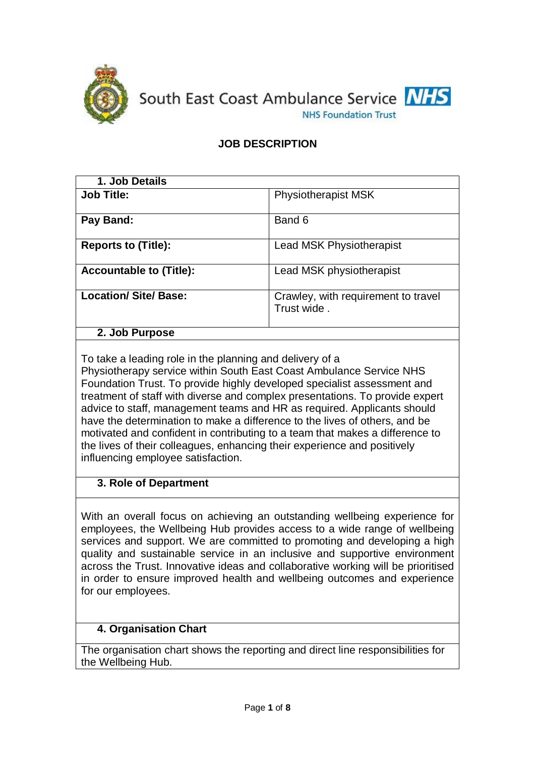South East Coast Ambulance Service NHS
NHS Foundation Trust

# JOB DESCRIPTION

## 1. Job Details

| | |
|---|---|
| **Job Title:** | Physiotherapist MSK |
| **Pay Band:** | Band 6 |
| **Reports to (Title):** | Lead MSK Physiotherapist |
| **Accountable to (Title):** | Lead MSK physiotherapist |
| **Location/ Site/ Base:** | Crawley, with requirement to travel Trust wide . |

## 2. Job Purpose

To take a leading role in the planning and delivery of a Physiotherapy service within South East Coast Ambulance Service NHS Foundation Trust. To provide highly developed specialist assessment and treatment of staff with diverse and complex presentations. To provide expert advice to staff, management teams and HR as required. Applicants should have the determination to make a difference to the lives of others, and be motivated and confident in contributing to a team that makes a difference to the lives of their colleagues, enhancing their experience and positively influencing employee satisfaction.

## 3. Role of Department

With an overall focus on achieving an outstanding wellbeing experience for employees, the Wellbeing Hub provides access to a wide range of wellbeing services and support. We are committed to promoting and developing a high quality and sustainable service in an inclusive and supportive environment across the Trust. Innovative ideas and collaborative working will be prioritised in order to ensure improved health and wellbeing outcomes and experience for our employees.

## 4. Organisation Chart

The organisation chart shows the reporting and direct line responsibilities for the Wellbeing Hub.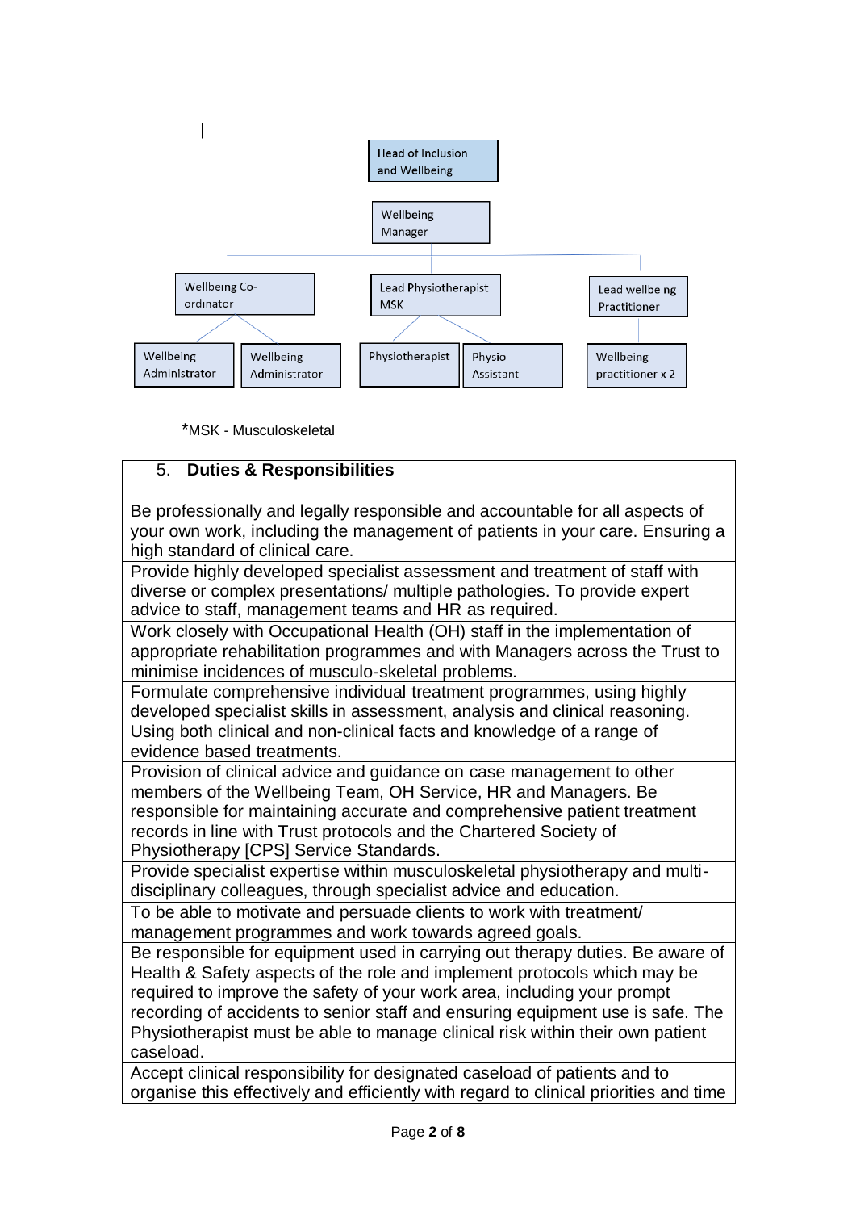Head of Inclusion and Wellbeing

Wellbeing Manager

- Wellbeing Co-ordinator
  - Wellbeing Administrator
  - Wellbeing Administrator
- Lead Physiotherapist MSK
  - Physiotherapist
  - Physio Assistant
- Lead wellbeing Practitioner
  - Wellbeing practitioner x 2

*MSK - Musculoskeletal

| 5. **Duties & Responsibilities** |
|---|
| Be professionally and legally responsible and accountable for all aspects of your own work, including the management of patients in your care. Ensuring a high standard of clinical care. |
| Provide highly developed specialist assessment and treatment of staff with diverse or complex presentations/ multiple pathologies. To provide expert advice to staff, management teams and HR as required. |
| Work closely with Occupational Health (OH) staff in the implementation of appropriate rehabilitation programmes and with Managers across the Trust to minimise incidences of musculo-skeletal problems. |
| Formulate comprehensive individual treatment programmes, using highly developed specialist skills in assessment, analysis and clinical reasoning. Using both clinical and non-clinical facts and knowledge of a range of evidence based treatments. |
| Provision of clinical advice and guidance on case management to other members of the Wellbeing Team, OH Service, HR and Managers. Be responsible for maintaining accurate and comprehensive patient treatment records in line with Trust protocols and the Chartered Society of Physiotherapy [CPS] Service Standards. |
| Provide specialist expertise within musculoskeletal physiotherapy and multi-disciplinary colleagues, through specialist advice and education. |
| To be able to motivate and persuade clients to work with treatment/ management programmes and work towards agreed goals. |
| Be responsible for equipment used in carrying out therapy duties. Be aware of Health & Safety aspects of the role and implement protocols which may be required to improve the safety of your work area, including your prompt recording of accidents to senior staff and ensuring equipment use is safe. The Physiotherapist must be able to manage clinical risk within their own patient caseload. |
| Accept clinical responsibility for designated caseload of patients and to organise this effectively and efficiently with regard to clinical priorities and time |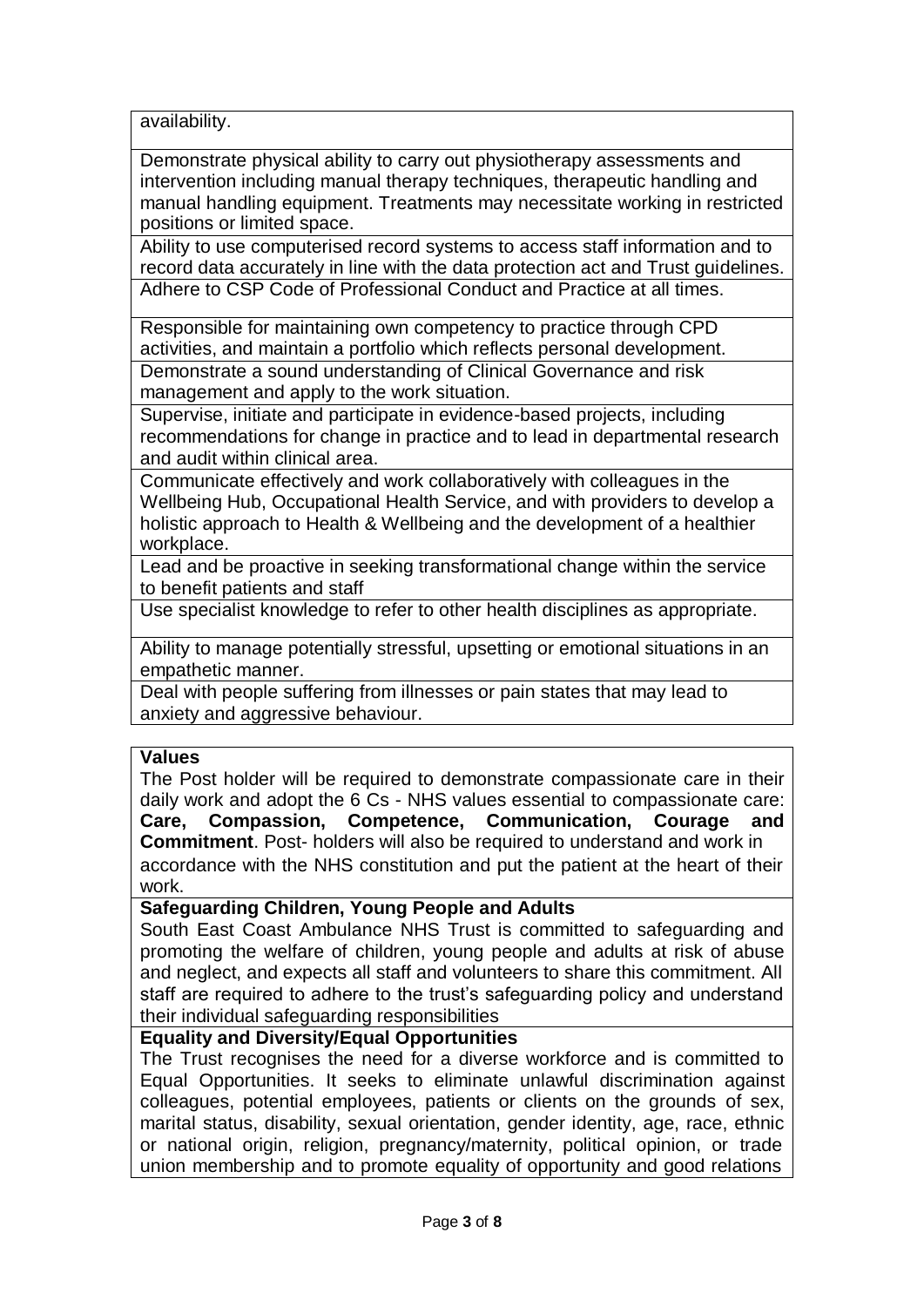| availability. |
| --- |
| Demonstrate physical ability to carry out physiotherapy assessments and intervention including manual therapy techniques, therapeutic handling and manual handling equipment. Treatments may necessitate working in restricted positions or limited space. |
| Ability to use computerised record systems to access staff information and to record data accurately in line with the data protection act and Trust guidelines. |
| Adhere to CSP Code of Professional Conduct and Practice at all times. |
| Responsible for maintaining own competency to practice through CPD activities, and maintain a portfolio which reflects personal development. |
| Demonstrate a sound understanding of Clinical Governance and risk management and apply to the work situation. |
| Supervise, initiate and participate in evidence-based projects, including recommendations for change in practice and to lead in departmental research and audit within clinical area. |
| Communicate effectively and work collaboratively with colleagues in the Wellbeing Hub, Occupational Health Service, and with providers to develop a holistic approach to Health & Wellbeing and the development of a healthier workplace. |
| Lead and be proactive in seeking transformational change within the service to benefit patients and staff |
| Use specialist knowledge to refer to other health disciplines as appropriate. |
| Ability to manage potentially stressful, upsetting or emotional situations in an empathetic manner. |
| Deal with people suffering from illnesses or pain states that may lead to anxiety and aggressive behaviour. |

**Values**

The Post holder will be required to demonstrate compassionate care in their daily work and adopt the 6 Cs - NHS values essential to compassionate care: **Care, Compassion, Competence, Communication, Courage and Commitment**. Post- holders will also be required to understand and work in accordance with the NHS constitution and put the patient at the heart of their work.

**Safeguarding Children, Young People and Adults**

South East Coast Ambulance NHS Trust is committed to safeguarding and promoting the welfare of children, young people and adults at risk of abuse and neglect, and expects all staff and volunteers to share this commitment. All staff are required to adhere to the trust's safeguarding policy and understand their individual safeguarding responsibilities

**Equality and Diversity/Equal Opportunities**

The Trust recognises the need for a diverse workforce and is committed to Equal Opportunities. It seeks to eliminate unlawful discrimination against colleagues, potential employees, patients or clients on the grounds of sex, marital status, disability, sexual orientation, gender identity, age, race, ethnic or national origin, religion, pregnancy/maternity, political opinion, or trade union membership and to promote equality of opportunity and good relations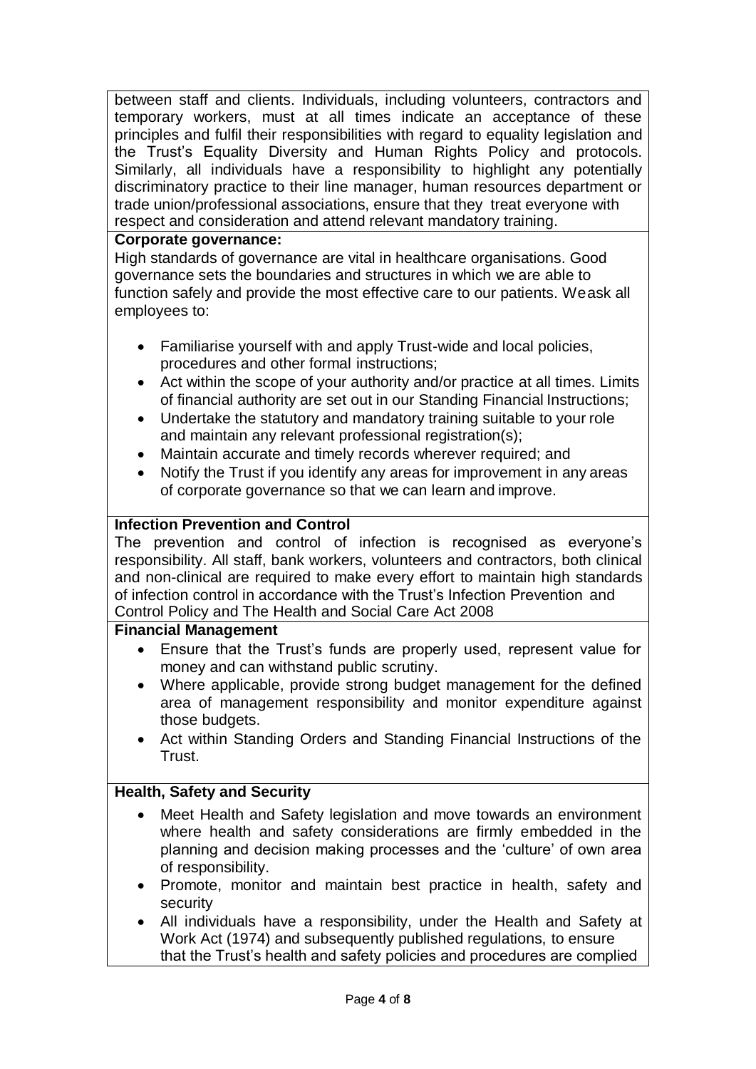between staff and clients. Individuals, including volunteers, contractors and temporary workers, must at all times indicate an acceptance of these principles and fulfil their responsibilities with regard to equality legislation and the Trust's Equality Diversity and Human Rights Policy and protocols. Similarly, all individuals have a responsibility to highlight any potentially discriminatory practice to their line manager, human resources department or trade union/professional associations, ensure that they treat everyone with respect and consideration and attend relevant mandatory training.

**Corporate governance:**

High standards of governance are vital in healthcare organisations. Good governance sets the boundaries and structures in which we are able to function safely and provide the most effective care to our patients. Weask all employees to:

- Familiarise yourself with and apply Trust-wide and local policies, procedures and other formal instructions;
- Act within the scope of your authority and/or practice at all times. Limits of financial authority are set out in our Standing Financial Instructions;
- Undertake the statutory and mandatory training suitable to your role and maintain any relevant professional registration(s);
- Maintain accurate and timely records wherever required; and
- Notify the Trust if you identify any areas for improvement in any areas of corporate governance so that we can learn and improve.

**Infection Prevention and Control**

The prevention and control of infection is recognised as everyone's responsibility. All staff, bank workers, volunteers and contractors, both clinical and non-clinical are required to make every effort to maintain high standards of infection control in accordance with the Trust's Infection Prevention and Control Policy and The Health and Social Care Act 2008

**Financial Management**

- Ensure that the Trust's funds are properly used, represent value for money and can withstand public scrutiny.
- Where applicable, provide strong budget management for the defined area of management responsibility and monitor expenditure against those budgets.
- Act within Standing Orders and Standing Financial Instructions of the Trust.

**Health, Safety and Security**

- Meet Health and Safety legislation and move towards an environment where health and safety considerations are firmly embedded in the planning and decision making processes and the 'culture' of own area of responsibility.
- Promote, monitor and maintain best practice in health, safety and security
- All individuals have a responsibility, under the Health and Safety at Work Act (1974) and subsequently published regulations, to ensure that the Trust's health and safety policies and procedures are complied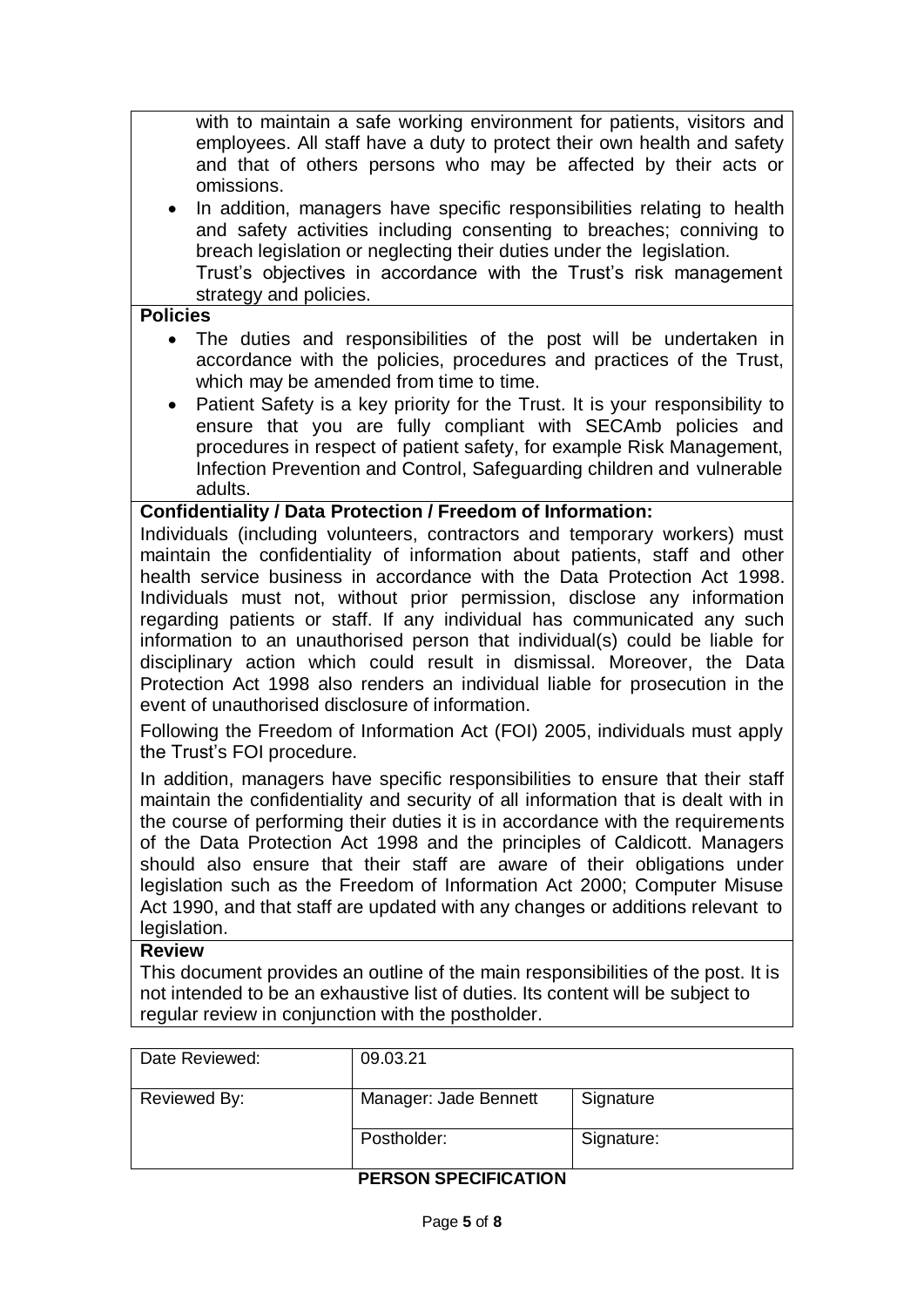- with to maintain a safe working environment for patients, visitors and employees. All staff have a duty to protect their own health and safety and that of others persons who may be affected by their acts or omissions.
- In addition, managers have specific responsibilities relating to health and safety activities including consenting to breaches; conniving to breach legislation or neglecting their duties under the legislation. Trust's objectives in accordance with the Trust's risk management strategy and policies.

**Policies**

- The duties and responsibilities of the post will be undertaken in accordance with the policies, procedures and practices of the Trust, which may be amended from time to time.
- Patient Safety is a key priority for the Trust. It is your responsibility to ensure that you are fully compliant with SECAmb policies and procedures in respect of patient safety, for example Risk Management, Infection Prevention and Control, Safeguarding children and vulnerable adults.

**Confidentiality / Data Protection / Freedom of Information:**

Individuals (including volunteers, contractors and temporary workers) must maintain the confidentiality of information about patients, staff and other health service business in accordance with the Data Protection Act 1998. Individuals must not, without prior permission, disclose any information regarding patients or staff. If any individual has communicated any such information to an unauthorised person that individual(s) could be liable for disciplinary action which could result in dismissal. Moreover, the Data Protection Act 1998 also renders an individual liable for prosecution in the event of unauthorised disclosure of information.

Following the Freedom of Information Act (FOI) 2005, individuals must apply the Trust's FOI procedure.

In addition, managers have specific responsibilities to ensure that their staff maintain the confidentiality and security of all information that is dealt with in the course of performing their duties it is in accordance with the requirements of the Data Protection Act 1998 and the principles of Caldicott. Managers should also ensure that their staff are aware of their obligations under legislation such as the Freedom of Information Act 2000; Computer Misuse Act 1990, and that staff are updated with any changes or additions relevant to legislation.

**Review**

This document provides an outline of the main responsibilities of the post. It is not intended to be an exhaustive list of duties. Its content will be subject to regular review in conjunction with the postholder.

| Date Reviewed: | 09.03.21 | |
|---|---|---|
| Reviewed By: | Manager: Jade Bennett | Signature |
| | Postholder: | Signature: |

**PERSON SPECIFICATION**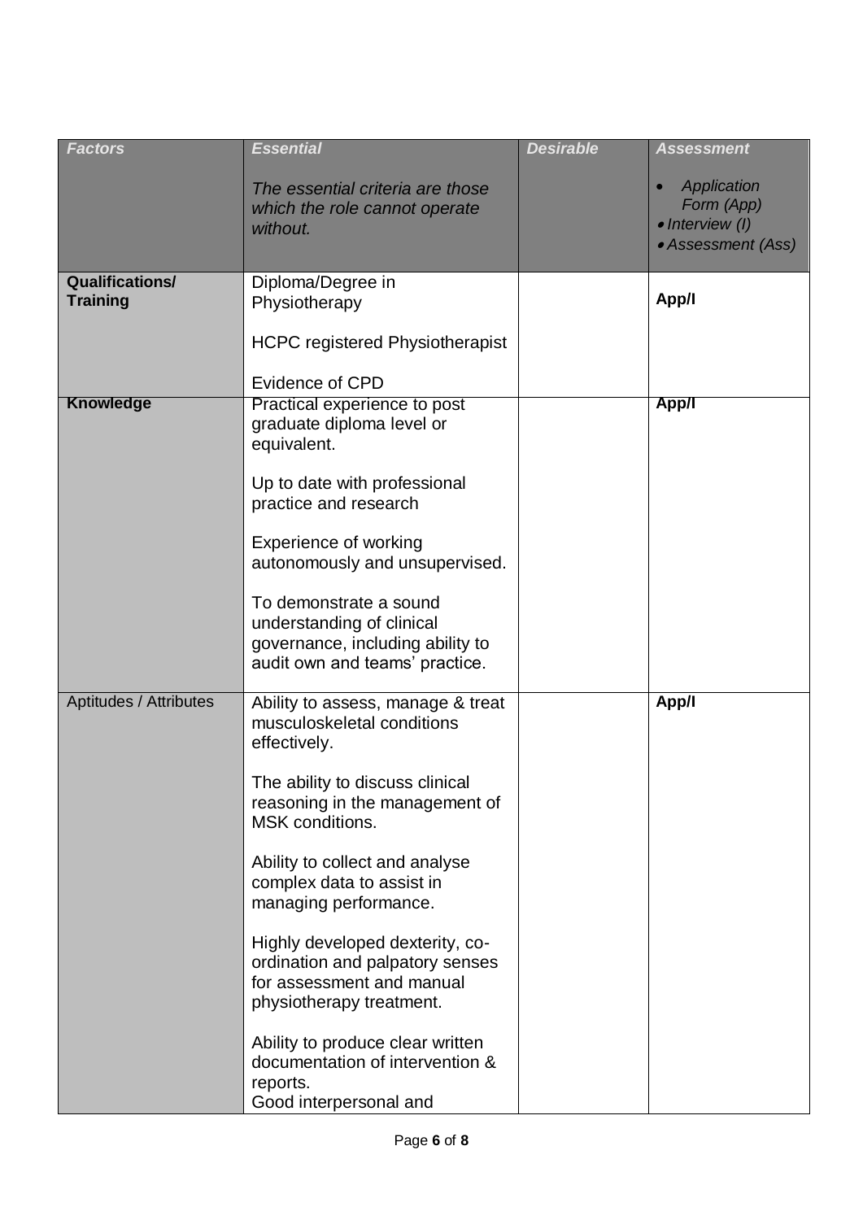| *Factors* | *Essential*<br><br>*The essential criteria are those which the role cannot operate without.* | *Desirable* | *Assessment*<br><br>• *Application Form (App)*<br>• *Interview (I)*<br>• *Assessment (Ass)* |
|---|---|---|---|
| **Qualifications/ Training** | Diploma/Degree in Physiotherapy<br><br>HCPC registered Physiotherapist<br><br>Evidence of CPD | | **App/I** |
| **Knowledge** | Practical experience to post graduate diploma level or equivalent.<br><br>Up to date with professional practice and research<br><br>Experience of working autonomously and unsupervised.<br><br>To demonstrate a sound understanding of clinical governance, including ability to audit own and teams' practice. | | **App/I** |
| Aptitudes / Attributes | Ability to assess, manage & treat musculoskeletal conditions effectively.<br><br>The ability to discuss clinical reasoning in the management of MSK conditions.<br><br>Ability to collect and analyse complex data to assist in managing performance.<br><br>Highly developed dexterity, co-ordination and palpatory senses for assessment and manual physiotherapy treatment.<br><br>Ability to produce clear written documentation of intervention & reports.<br>Good interpersonal and | | **App/I** |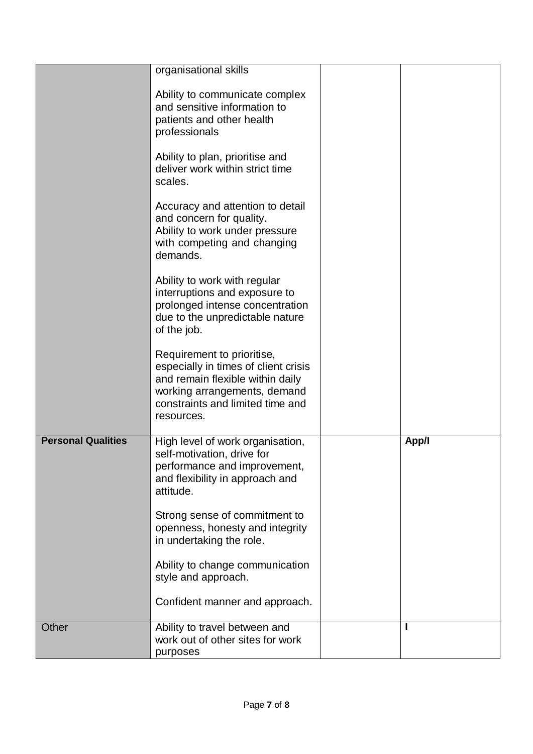| | | | |
|---|---|---|---|
| | organisational skills<br><br>Ability to communicate complex and sensitive information to patients and other health professionals<br><br>Ability to plan, prioritise and deliver work within strict time scales.<br><br>Accuracy and attention to detail and concern for quality.<br>Ability to work under pressure with competing and changing demands.<br><br>Ability to work with regular interruptions and exposure to prolonged intense concentration due to the unpredictable nature of the job.<br><br>Requirement to prioritise, especially in times of client crisis and remain flexible within daily working arrangements, demand constraints and limited time and resources. | | |
| **Personal Qualities** | High level of work organisation, self-motivation, drive for performance and improvement, and flexibility in approach and attitude.<br><br>Strong sense of commitment to openness, honesty and integrity in undertaking the role.<br><br>Ability to change communication style and approach.<br><br>Confident manner and approach. | | **App/I** |
| Other | Ability to travel between and work out of other sites for work purposes | | **I** |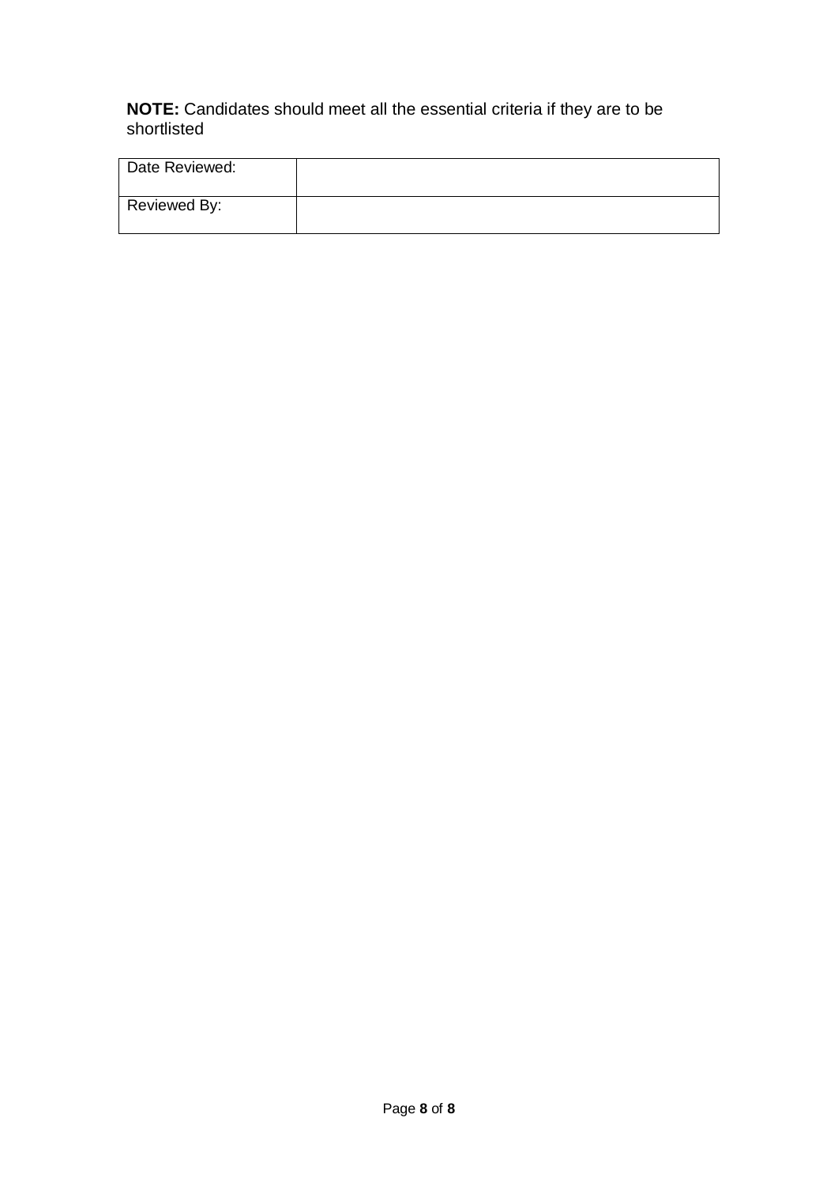**NOTE:** Candidates should meet all the essential criteria if they are to be shortlisted

| | |
|---|---|
| Date Reviewed: | |
| Reviewed By: | |